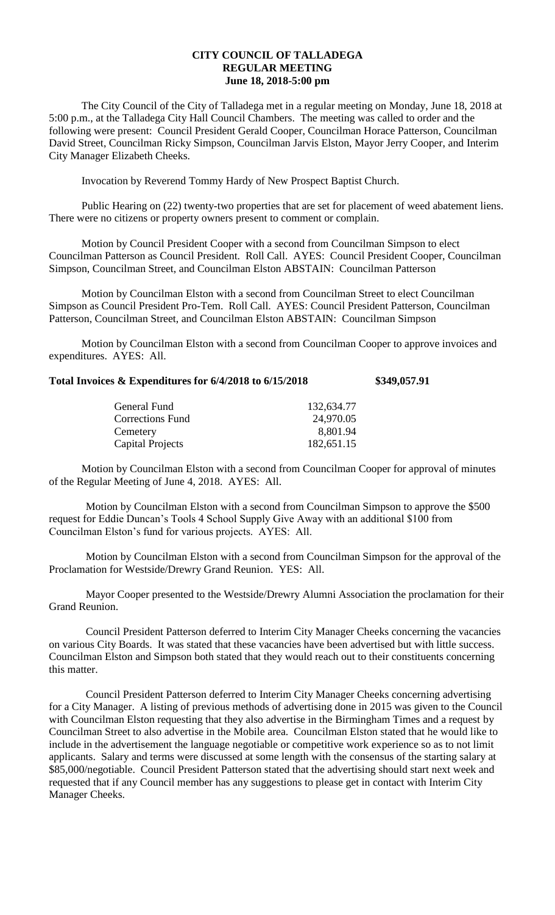# CITY COUNCIL OF TALLADEGA
## REGULAR MEETING
### June 18, 2018-5:00 pm

The City Council of the City of Talladega met in a regular meeting on Monday, June 18, 2018 at 5:00 p.m., at the Talladega City Hall Council Chambers. The meeting was called to order and the following were present: Council President Gerald Cooper, Councilman Horace Patterson, Councilman David Street, Councilman Ricky Simpson, Councilman Jarvis Elston, Mayor Jerry Cooper, and Interim City Manager Elizabeth Cheeks.

Invocation by Reverend Tommy Hardy of New Prospect Baptist Church.

Public Hearing on (22) twenty-two properties that are set for placement of weed abatement liens. There were no citizens or property owners present to comment or complain.

Motion by Council President Cooper with a second from Councilman Simpson to elect Councilman Patterson as Council President. Roll Call. AYES: Council President Cooper, Councilman Simpson, Councilman Street, and Councilman Elston ABSTAIN: Councilman Patterson

Motion by Councilman Elston with a second from Councilman Street to elect Councilman Simpson as Council President Pro-Tem. Roll Call. AYES: Council President Patterson, Councilman Patterson, Councilman Street, and Councilman Elston ABSTAIN: Councilman Simpson

Motion by Councilman Elston with a second from Councilman Cooper to approve invoices and expenditures. AYES: All.

**Total Invoices & Expenditures for 6/4/2018 to 6/15/2018 \$349,057.91**

| | |
|---|---|
| General Fund | 132,634.77 |
| Corrections Fund | 24,970.05 |
| Cemetery | 8,801.94 |
| Capital Projects | 182,651.15 |

Motion by Councilman Elston with a second from Councilman Cooper for approval of minutes of the Regular Meeting of June 4, 2018. AYES: All.

Motion by Councilman Elston with a second from Councilman Simpson to approve the \$500 request for Eddie Duncan's Tools 4 School Supply Give Away with an additional \$100 from Councilman Elston's fund for various projects. AYES: All.

Motion by Councilman Elston with a second from Councilman Simpson for the approval of the Proclamation for Westside/Drewry Grand Reunion. YES: All.

Mayor Cooper presented to the Westside/Drewry Alumni Association the proclamation for their Grand Reunion.

Council President Patterson deferred to Interim City Manager Cheeks concerning the vacancies on various City Boards. It was stated that these vacancies have been advertised but with little success. Councilman Elston and Simpson both stated that they would reach out to their constituents concerning this matter.

Council President Patterson deferred to Interim City Manager Cheeks concerning advertising for a City Manager. A listing of previous methods of advertising done in 2015 was given to the Council with Councilman Elston requesting that they also advertise in the Birmingham Times and a request by Councilman Street to also advertise in the Mobile area. Councilman Elston stated that he would like to include in the advertisement the language negotiable or competitive work experience so as to not limit applicants. Salary and terms were discussed at some length with the consensus of the starting salary at \$85,000/negotiable. Council President Patterson stated that the advertising should start next week and requested that if any Council member has any suggestions to please get in contact with Interim City Manager Cheeks.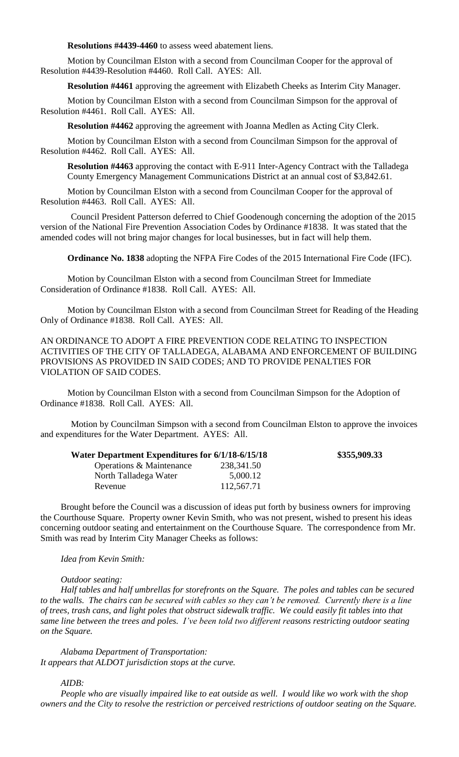**Resolutions #4439-4460** to assess weed abatement liens.

Motion by Councilman Elston with a second from Councilman Cooper for the approval of Resolution #4439-Resolution #4460. Roll Call. AYES: All.

**Resolution #4461** approving the agreement with Elizabeth Cheeks as Interim City Manager.

Motion by Councilman Elston with a second from Councilman Simpson for the approval of Resolution #4461. Roll Call. AYES: All.

**Resolution #4462** approving the agreement with Joanna Medlen as Acting City Clerk.

Motion by Councilman Elston with a second from Councilman Simpson for the approval of Resolution #4462. Roll Call. AYES: All.

**Resolution #4463** approving the contact with E-911 Inter-Agency Contract with the Talladega County Emergency Management Communications District at an annual cost of $3,842.61.

Motion by Councilman Elston with a second from Councilman Cooper for the approval of Resolution #4463. Roll Call. AYES: All.

Council President Patterson deferred to Chief Goodenough concerning the adoption of the 2015 version of the National Fire Prevention Association Codes by Ordinance #1838. It was stated that the amended codes will not bring major changes for local businesses, but in fact will help them.

**Ordinance No. 1838** adopting the NFPA Fire Codes of the 2015 International Fire Code (IFC).

Motion by Councilman Elston with a second from Councilman Street for Immediate Consideration of Ordinance #1838. Roll Call. AYES: All.

Motion by Councilman Elston with a second from Councilman Street for Reading of the Heading Only of Ordinance #1838. Roll Call. AYES: All.

AN ORDINANCE TO ADOPT A FIRE PREVENTION CODE RELATING TO INSPECTION ACTIVITIES OF THE CITY OF TALLADEGA, ALABAMA AND ENFORCEMENT OF BUILDING PROVISIONS AS PROVIDED IN SAID CODES; AND TO PROVIDE PENALTIES FOR VIOLATION OF SAID CODES.

Motion by Councilman Elston with a second from Councilman Simpson for the Adoption of Ordinance #1838. Roll Call. AYES: All.

Motion by Councilman Simpson with a second from Councilman Elston to approve the invoices and expenditures for the Water Department. AYES: All.

| **Water Department Expenditures for 6/1/18-6/15/18** | | **$355,909.33** |
|---|---|---|
| Operations & Maintenance | 238,341.50 | |
| North Talladega Water | 5,000.12 | |
| Revenue | 112,567.71 | |

Brought before the Council was a discussion of ideas put forth by business owners for improving the Courthouse Square. Property owner Kevin Smith, who was not present, wished to present his ideas concerning outdoor seating and entertainment on the Courthouse Square. The correspondence from Mr. Smith was read by Interim City Manager Cheeks as follows:

*Idea from Kevin Smith:*

*Outdoor seating:*

*Half tables and half umbrellas for storefronts on the Square. The poles and tables can be secured to the walls. The chairs can be secured with cables so they can't be removed. Currently there is a line of trees, trash cans, and light poles that obstruct sidewalk traffic. We could easily fit tables into that same line between the trees and poles. I've been told two different reasons restricting outdoor seating on the Square.*

*Alabama Department of Transportation:*
*It appears that ALDOT jurisdiction stops at the curve.*

*AIDB:*

*People who are visually impaired like to eat outside as well. I would like wo work with the shop owners and the City to resolve the restriction or perceived restrictions of outdoor seating on the Square.*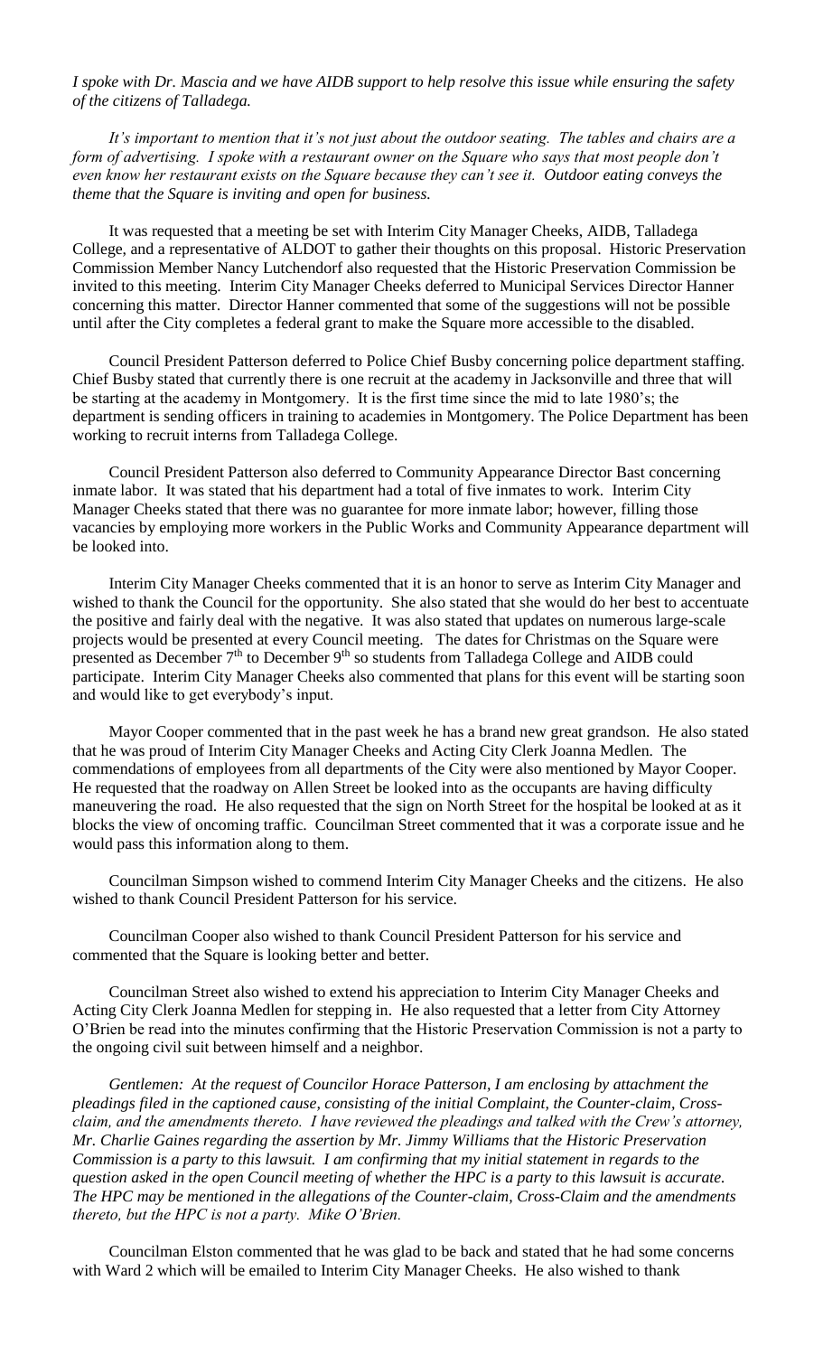*I spoke with Dr. Mascia and we have AIDB support to help resolve this issue while ensuring the safety of the citizens of Talladega.*

*It's important to mention that it's not just about the outdoor seating. The tables and chairs are a form of advertising. I spoke with a restaurant owner on the Square who says that most people don't even know her restaurant exists on the Square because they can't see it. Outdoor eating conveys the theme that the Square is inviting and open for business.*

It was requested that a meeting be set with Interim City Manager Cheeks, AIDB, Talladega College, and a representative of ALDOT to gather their thoughts on this proposal. Historic Preservation Commission Member Nancy Lutchendorf also requested that the Historic Preservation Commission be invited to this meeting. Interim City Manager Cheeks deferred to Municipal Services Director Hanner concerning this matter. Director Hanner commented that some of the suggestions will not be possible until after the City completes a federal grant to make the Square more accessible to the disabled.

Council President Patterson deferred to Police Chief Busby concerning police department staffing. Chief Busby stated that currently there is one recruit at the academy in Jacksonville and three that will be starting at the academy in Montgomery. It is the first time since the mid to late 1980's; the department is sending officers in training to academies in Montgomery. The Police Department has been working to recruit interns from Talladega College.

Council President Patterson also deferred to Community Appearance Director Bast concerning inmate labor. It was stated that his department had a total of five inmates to work. Interim City Manager Cheeks stated that there was no guarantee for more inmate labor; however, filling those vacancies by employing more workers in the Public Works and Community Appearance department will be looked into.

Interim City Manager Cheeks commented that it is an honor to serve as Interim City Manager and wished to thank the Council for the opportunity. She also stated that she would do her best to accentuate the positive and fairly deal with the negative. It was also stated that updates on numerous large-scale projects would be presented at every Council meeting. The dates for Christmas on the Square were presented as December 7th to December 9th so students from Talladega College and AIDB could participate. Interim City Manager Cheeks also commented that plans for this event will be starting soon and would like to get everybody's input.

Mayor Cooper commented that in the past week he has a brand new great grandson. He also stated that he was proud of Interim City Manager Cheeks and Acting City Clerk Joanna Medlen. The commendations of employees from all departments of the City were also mentioned by Mayor Cooper. He requested that the roadway on Allen Street be looked into as the occupants are having difficulty maneuvering the road. He also requested that the sign on North Street for the hospital be looked at as it blocks the view of oncoming traffic. Councilman Street commented that it was a corporate issue and he would pass this information along to them.

Councilman Simpson wished to commend Interim City Manager Cheeks and the citizens. He also wished to thank Council President Patterson for his service.

Councilman Cooper also wished to thank Council President Patterson for his service and commented that the Square is looking better and better.

Councilman Street also wished to extend his appreciation to Interim City Manager Cheeks and Acting City Clerk Joanna Medlen for stepping in. He also requested that a letter from City Attorney O'Brien be read into the minutes confirming that the Historic Preservation Commission is not a party to the ongoing civil suit between himself and a neighbor.

*Gentlemen: At the request of Councilor Horace Patterson, I am enclosing by attachment the pleadings filed in the captioned cause, consisting of the initial Complaint, the Counter-claim, Cross-claim, and the amendments thereto. I have reviewed the pleadings and talked with the Crew's attorney, Mr. Charlie Gaines regarding the assertion by Mr. Jimmy Williams that the Historic Preservation Commission is a party to this lawsuit. I am confirming that my initial statement in regards to the question asked in the open Council meeting of whether the HPC is a party to this lawsuit is accurate. The HPC may be mentioned in the allegations of the Counter-claim, Cross-Claim and the amendments thereto, but the HPC is not a party. Mike O'Brien.*

Councilman Elston commented that he was glad to be back and stated that he had some concerns with Ward 2 which will be emailed to Interim City Manager Cheeks. He also wished to thank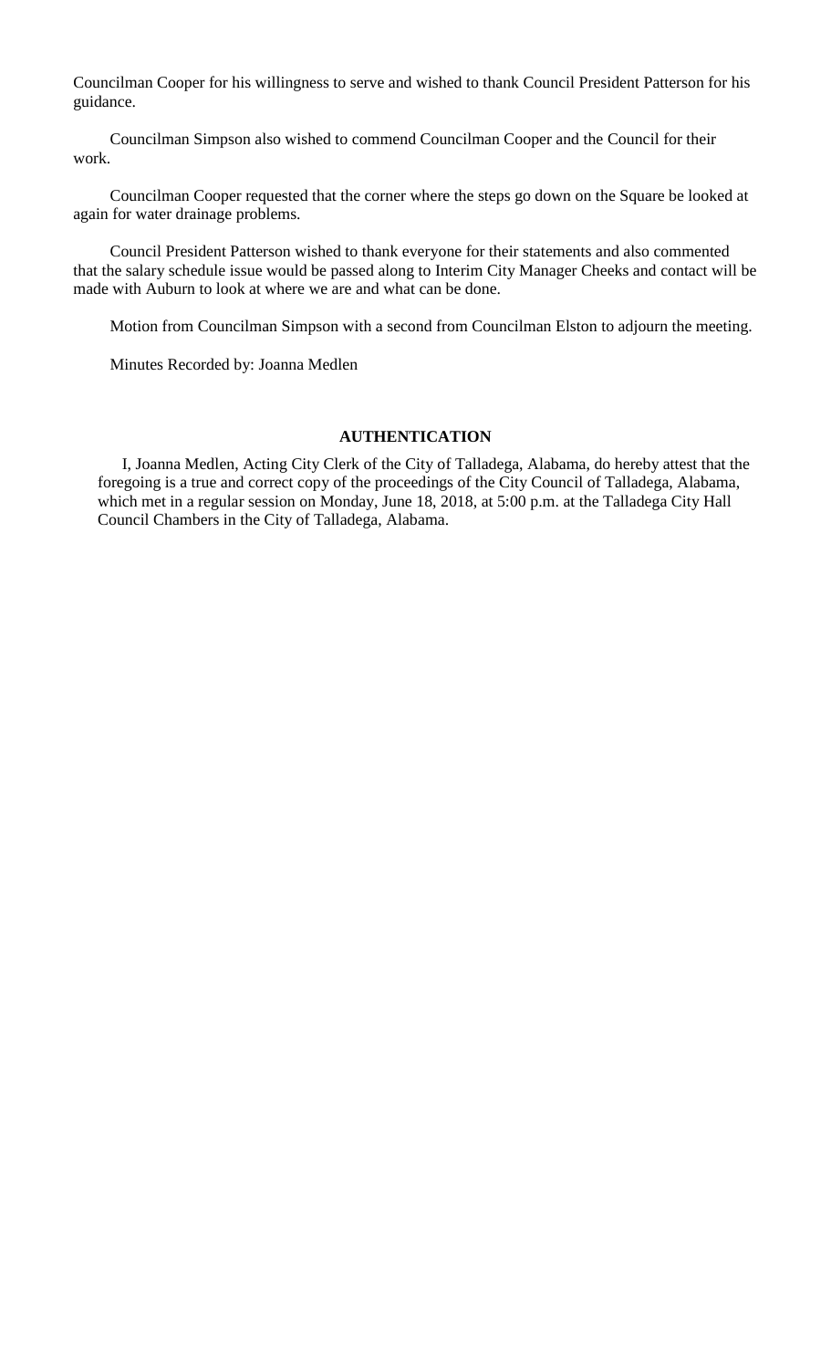Councilman Cooper for his willingness to serve and wished to thank Council President Patterson for his guidance.

Councilman Simpson also wished to commend Councilman Cooper and the Council for their work.

Councilman Cooper requested that the corner where the steps go down on the Square be looked at again for water drainage problems.

Council President Patterson wished to thank everyone for their statements and also commented that the salary schedule issue would be passed along to Interim City Manager Cheeks and contact will be made with Auburn to look at where we are and what can be done.

Motion from Councilman Simpson with a second from Councilman Elston to adjourn the meeting.

Minutes Recorded by: Joanna Medlen

**AUTHENTICATION**

I, Joanna Medlen, Acting City Clerk of the City of Talladega, Alabama, do hereby attest that the foregoing is a true and correct copy of the proceedings of the City Council of Talladega, Alabama, which met in a regular session on Monday, June 18, 2018, at 5:00 p.m. at the Talladega City Hall Council Chambers in the City of Talladega, Alabama.